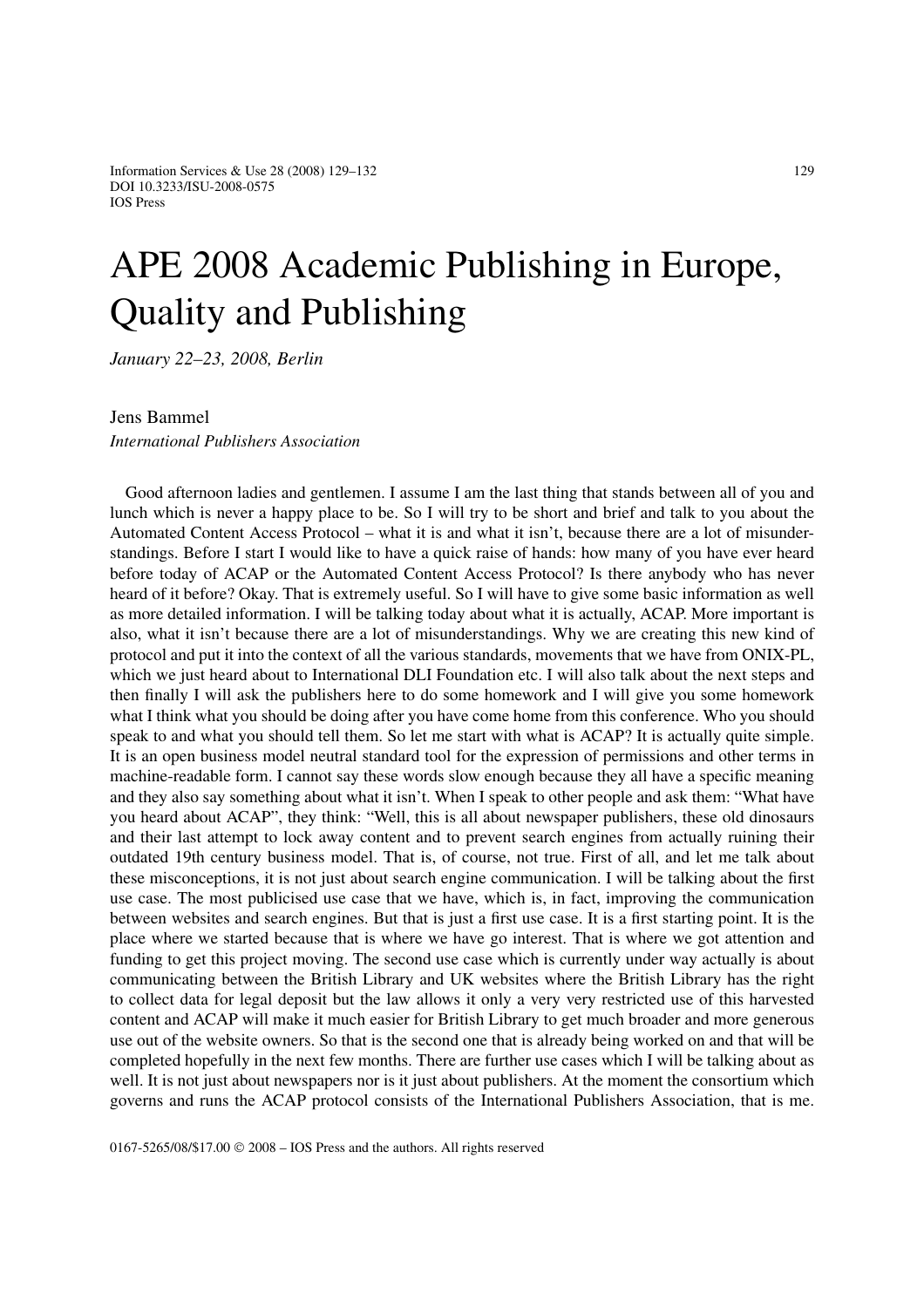# APE 2008 Academic Publishing in Europe, Quality and Publishing

*January 22–23, 2008, Berlin*

Jens Bammel
*International Publishers Association*

Good afternoon ladies and gentlemen. I assume I am the last thing that stands between all of you and lunch which is never a happy place to be. So I will try to be short and brief and talk to you about the Automated Content Access Protocol – what it is and what it isn't, because there are a lot of misunderstandings. Before I start I would like to have a quick raise of hands: how many of you have ever heard before today of ACAP or the Automated Content Access Protocol? Is there anybody who has never heard of it before? Okay. That is extremely useful. So I will have to give some basic information as well as more detailed information. I will be talking today about what it is actually, ACAP. More important is also, what it isn't because there are a lot of misunderstandings. Why we are creating this new kind of protocol and put it into the context of all the various standards, movements that we have from ONIX-PL, which we just heard about to International DLI Foundation etc. I will also talk about the next steps and then finally I will ask the publishers here to do some homework and I will give you some homework what I think what you should be doing after you have come home from this conference. Who you should speak to and what you should tell them. So let me start with what is ACAP? It is actually quite simple. It is an open business model neutral standard tool for the expression of permissions and other terms in machine-readable form. I cannot say these words slow enough because they all have a specific meaning and they also say something about what it isn't. When I speak to other people and ask them: "What have you heard about ACAP", they think: "Well, this is all about newspaper publishers, these old dinosaurs and their last attempt to lock away content and to prevent search engines from actually ruining their outdated 19th century business model. That is, of course, not true. First of all, and let me talk about these misconceptions, it is not just about search engine communication. I will be talking about the first use case. The most publicised use case that we have, which is, in fact, improving the communication between websites and search engines. But that is just a first use case. It is a first starting point. It is the place where we started because that is where we have go interest. That is where we got attention and funding to get this project moving. The second use case which is currently under way actually is about communicating between the British Library and UK websites where the British Library has the right to collect data for legal deposit but the law allows it only a very very restricted use of this harvested content and ACAP will make it much easier for British Library to get much broader and more generous use out of the website owners. So that is the second one that is already being worked on and that will be completed hopefully in the next few months. There are further use cases which I will be talking about as well. It is not just about newspapers nor is it just about publishers. At the moment the consortium which governs and runs the ACAP protocol consists of the International Publishers Association, that is me.

0167-5265/08/$17.00 © 2008 – IOS Press and the authors. All rights reserved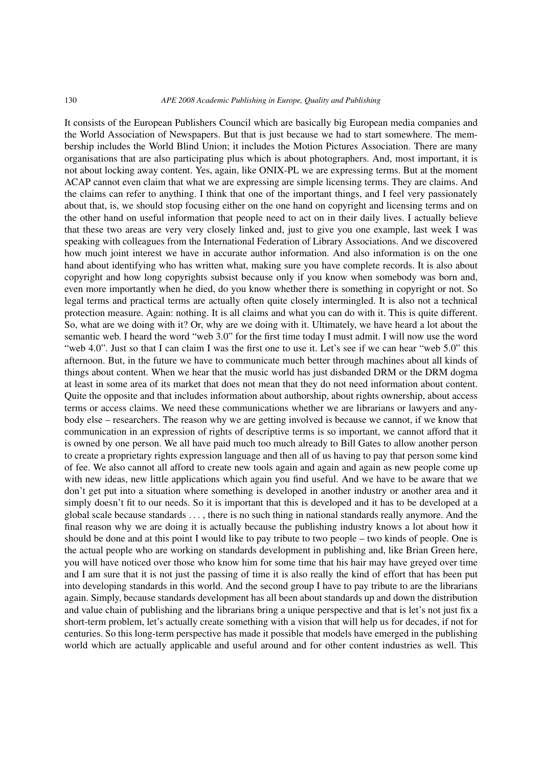It consists of the European Publishers Council which are basically big European media companies and the World Association of Newspapers. But that is just because we had to start somewhere. The membership includes the World Blind Union; it includes the Motion Pictures Association. There are many organisations that are also participating plus which is about photographers. And, most important, it is not about locking away content. Yes, again, like ONIX-PL we are expressing terms. But at the moment ACAP cannot even claim that what we are expressing are simple licensing terms. They are claims. And the claims can refer to anything. I think that one of the important things, and I feel very passionately about that, is, we should stop focusing either on the one hand on copyright and licensing terms and on the other hand on useful information that people need to act on in their daily lives. I actually believe that these two areas are very very closely linked and, just to give you one example, last week I was speaking with colleagues from the International Federation of Library Associations. And we discovered how much joint interest we have in accurate author information. And also information is on the one hand about identifying who has written what, making sure you have complete records. It is also about copyright and how long copyrights subsist because only if you know when somebody was born and, even more importantly when he died, do you know whether there is something in copyright or not. So legal terms and practical terms are actually often quite closely intermingled. It is also not a technical protection measure. Again: nothing. It is all claims and what you can do with it. This is quite different. So, what are we doing with it? Or, why are we doing with it. Ultimately, we have heard a lot about the semantic web. I heard the word "web 3.0" for the first time today I must admit. I will now use the word "web 4.0". Just so that I can claim I was the first one to use it. Let's see if we can hear "web 5.0" this afternoon. But, in the future we have to communicate much better through machines about all kinds of things about content. When we hear that the music world has just disbanded DRM or the DRM dogma at least in some area of its market that does not mean that they do not need information about content. Quite the opposite and that includes information about authorship, about rights ownership, about access terms or access claims. We need these communications whether we are librarians or lawyers and anybody else – researchers. The reason why we are getting involved is because we cannot, if we know that communication in an expression of rights of descriptive terms is so important, we cannot afford that it is owned by one person. We all have paid much too much already to Bill Gates to allow another person to create a proprietary rights expression language and then all of us having to pay that person some kind of fee. We also cannot all afford to create new tools again and again and again as new people come up with new ideas, new little applications which again you find useful. And we have to be aware that we don't get put into a situation where something is developed in another industry or another area and it simply doesn't fit to our needs. So it is important that this is developed and it has to be developed at a global scale because standards . . . , there is no such thing in national standards really anymore. And the final reason why we are doing it is actually because the publishing industry knows a lot about how it should be done and at this point I would like to pay tribute to two people – two kinds of people. One is the actual people who are working on standards development in publishing and, like Brian Green here, you will have noticed over those who know him for some time that his hair may have greyed over time and I am sure that it is not just the passing of time it is also really the kind of effort that has been put into developing standards in this world. And the second group I have to pay tribute to are the librarians again. Simply, because standards development has all been about standards up and down the distribution and value chain of publishing and the librarians bring a unique perspective and that is let's not just fix a short-term problem, let's actually create something with a vision that will help us for decades, if not for centuries. So this long-term perspective has made it possible that models have emerged in the publishing world which are actually applicable and useful around and for other content industries as well. This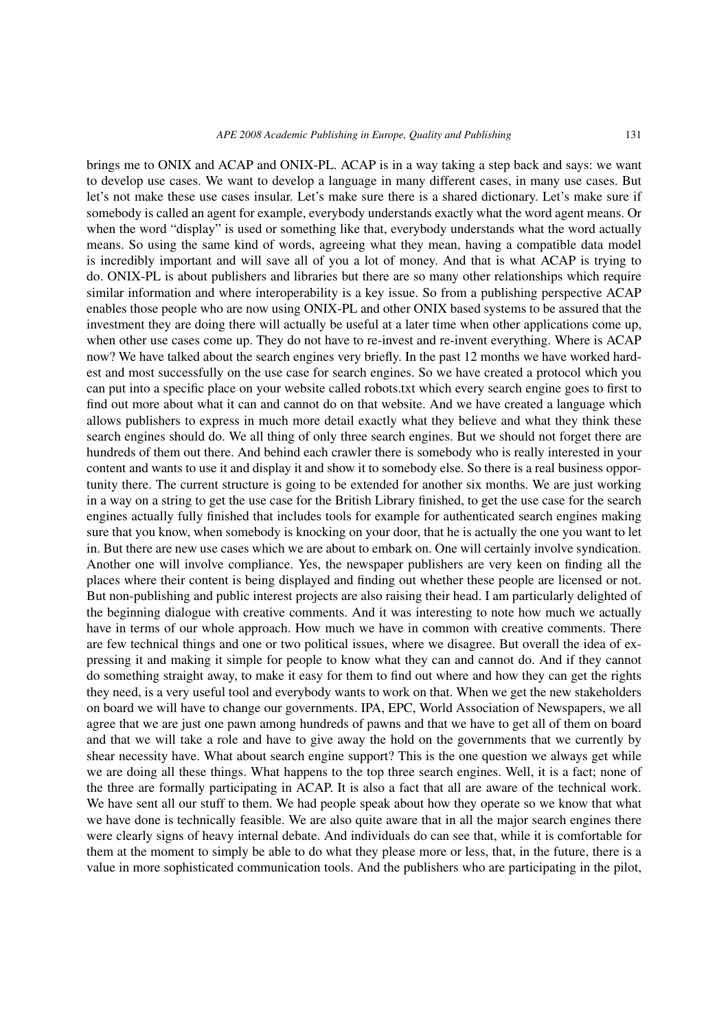brings me to ONIX and ACAP and ONIX-PL. ACAP is in a way taking a step back and says: we want to develop use cases. We want to develop a language in many different cases, in many use cases. But let's not make these use cases insular. Let's make sure there is a shared dictionary. Let's make sure if somebody is called an agent for example, everybody understands exactly what the word agent means. Or when the word "display" is used or something like that, everybody understands what the word actually means. So using the same kind of words, agreeing what they mean, having a compatible data model is incredibly important and will save all of you a lot of money. And that is what ACAP is trying to do. ONIX-PL is about publishers and libraries but there are so many other relationships which require similar information and where interoperability is a key issue. So from a publishing perspective ACAP enables those people who are now using ONIX-PL and other ONIX based systems to be assured that the investment they are doing there will actually be useful at a later time when other applications come up, when other use cases come up. They do not have to re-invest and re-invent everything. Where is ACAP now? We have talked about the search engines very briefly. In the past 12 months we have worked hardest and most successfully on the use case for search engines. So we have created a protocol which you can put into a specific place on your website called robots.txt which every search engine goes to first to find out more about what it can and cannot do on that website. And we have created a language which allows publishers to express in much more detail exactly what they believe and what they think these search engines should do. We all thing of only three search engines. But we should not forget there are hundreds of them out there. And behind each crawler there is somebody who is really interested in your content and wants to use it and display it and show it to somebody else. So there is a real business opportunity there. The current structure is going to be extended for another six months. We are just working in a way on a string to get the use case for the British Library finished, to get the use case for the search engines actually fully finished that includes tools for example for authenticated search engines making sure that you know, when somebody is knocking on your door, that he is actually the one you want to let in. But there are new use cases which we are about to embark on. One will certainly involve syndication. Another one will involve compliance. Yes, the newspaper publishers are very keen on finding all the places where their content is being displayed and finding out whether these people are licensed or not. But non-publishing and public interest projects are also raising their head. I am particularly delighted of the beginning dialogue with creative comments. And it was interesting to note how much we actually have in terms of our whole approach. How much we have in common with creative comments. There are few technical things and one or two political issues, where we disagree. But overall the idea of expressing it and making it simple for people to know what they can and cannot do. And if they cannot do something straight away, to make it easy for them to find out where and how they can get the rights they need, is a very useful tool and everybody wants to work on that. When we get the new stakeholders on board we will have to change our governments. IPA, EPC, World Association of Newspapers, we all agree that we are just one pawn among hundreds of pawns and that we have to get all of them on board and that we will take a role and have to give away the hold on the governments that we currently by shear necessity have. What about search engine support? This is the one question we always get while we are doing all these things. What happens to the top three search engines. Well, it is a fact; none of the three are formally participating in ACAP. It is also a fact that all are aware of the technical work. We have sent all our stuff to them. We had people speak about how they operate so we know that what we have done is technically feasible. We are also quite aware that in all the major search engines there were clearly signs of heavy internal debate. And individuals do can see that, while it is comfortable for them at the moment to simply be able to do what they please more or less, that, in the future, there is a value in more sophisticated communication tools. And the publishers who are participating in the pilot,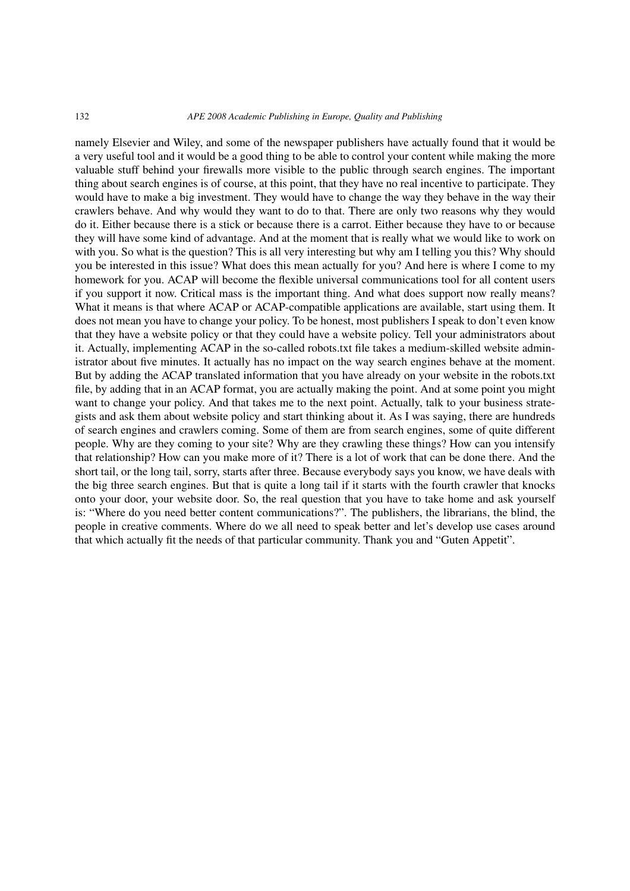namely Elsevier and Wiley, and some of the newspaper publishers have actually found that it would be a very useful tool and it would be a good thing to be able to control your content while making the more valuable stuff behind your firewalls more visible to the public through search engines. The important thing about search engines is of course, at this point, that they have no real incentive to participate. They would have to make a big investment. They would have to change the way they behave in the way their crawlers behave. And why would they want to do to that. There are only two reasons why they would do it. Either because there is a stick or because there is a carrot. Either because they have to or because they will have some kind of advantage. And at the moment that is really what we would like to work on with you. So what is the question? This is all very interesting but why am I telling you this? Why should you be interested in this issue? What does this mean actually for you? And here is where I come to my homework for you. ACAP will become the flexible universal communications tool for all content users if you support it now. Critical mass is the important thing. And what does support now really means? What it means is that where ACAP or ACAP-compatible applications are available, start using them. It does not mean you have to change your policy. To be honest, most publishers I speak to don't even know that they have a website policy or that they could have a website policy. Tell your administrators about it. Actually, implementing ACAP in the so-called robots.txt file takes a medium-skilled website administrator about five minutes. It actually has no impact on the way search engines behave at the moment. But by adding the ACAP translated information that you have already on your website in the robots.txt file, by adding that in an ACAP format, you are actually making the point. And at some point you might want to change your policy. And that takes me to the next point. Actually, talk to your business strategists and ask them about website policy and start thinking about it. As I was saying, there are hundreds of search engines and crawlers coming. Some of them are from search engines, some of quite different people. Why are they coming to your site? Why are they crawling these things? How can you intensify that relationship? How can you make more of it? There is a lot of work that can be done there. And the short tail, or the long tail, sorry, starts after three. Because everybody says you know, we have deals with the big three search engines. But that is quite a long tail if it starts with the fourth crawler that knocks onto your door, your website door. So, the real question that you have to take home and ask yourself is: "Where do you need better content communications?". The publishers, the librarians, the blind, the people in creative comments. Where do we all need to speak better and let's develop use cases around that which actually fit the needs of that particular community. Thank you and "Guten Appetit".